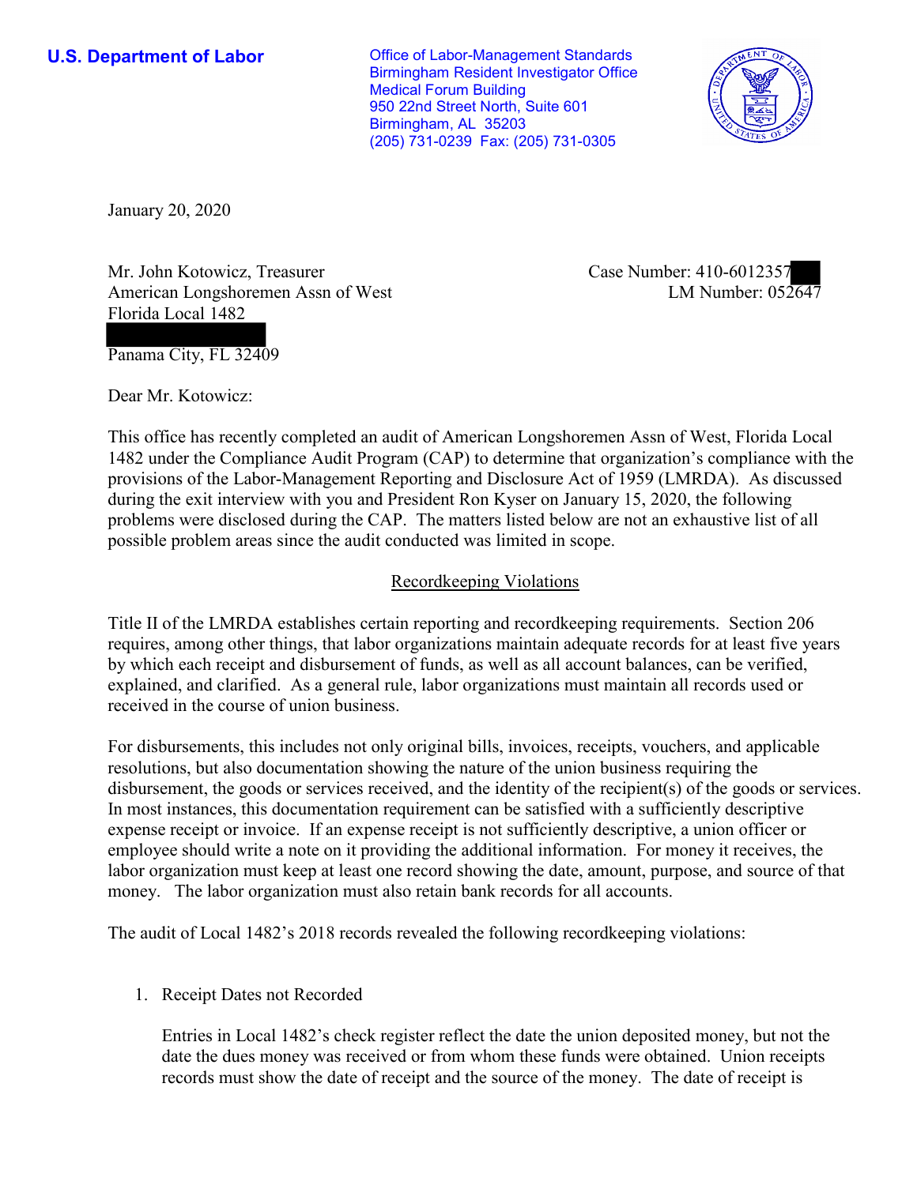**U.S. Department of Labor**

Office of Labor-Management Standards
Birmingham Resident Investigator Office
Medical Forum Building
950 22nd Street North, Suite 601
Birmingham, AL 35203
(205) 731-0239 Fax: (205) 731-0305

January 20, 2020

Mr. John Kotowicz, Treasurer
American Longshoremen Assn of West
Florida Local 1482

Panama City, FL 32409

Case Number: 410-6012357
LM Number: 052647

Dear Mr. Kotowicz:

This office has recently completed an audit of American Longshoremen Assn of West, Florida Local 1482 under the Compliance Audit Program (CAP) to determine that organization's compliance with the provisions of the Labor-Management Reporting and Disclosure Act of 1959 (LMRDA). As discussed during the exit interview with you and President Ron Kyser on January 15, 2020, the following problems were disclosed during the CAP. The matters listed below are not an exhaustive list of all possible problem areas since the audit conducted was limited in scope.

## Recordkeeping Violations

Title II of the LMRDA establishes certain reporting and recordkeeping requirements. Section 206 requires, among other things, that labor organizations maintain adequate records for at least five years by which each receipt and disbursement of funds, as well as all account balances, can be verified, explained, and clarified. As a general rule, labor organizations must maintain all records used or received in the course of union business.

For disbursements, this includes not only original bills, invoices, receipts, vouchers, and applicable resolutions, but also documentation showing the nature of the union business requiring the disbursement, the goods or services received, and the identity of the recipient(s) of the goods or services. In most instances, this documentation requirement can be satisfied with a sufficiently descriptive expense receipt or invoice. If an expense receipt is not sufficiently descriptive, a union officer or employee should write a note on it providing the additional information. For money it receives, the labor organization must keep at least one record showing the date, amount, purpose, and source of that money. The labor organization must also retain bank records for all accounts.

The audit of Local 1482's 2018 records revealed the following recordkeeping violations:

1. Receipt Dates not Recorded

   Entries in Local 1482's check register reflect the date the union deposited money, but not the date the dues money was received or from whom these funds were obtained. Union receipts records must show the date of receipt and the source of the money. The date of receipt is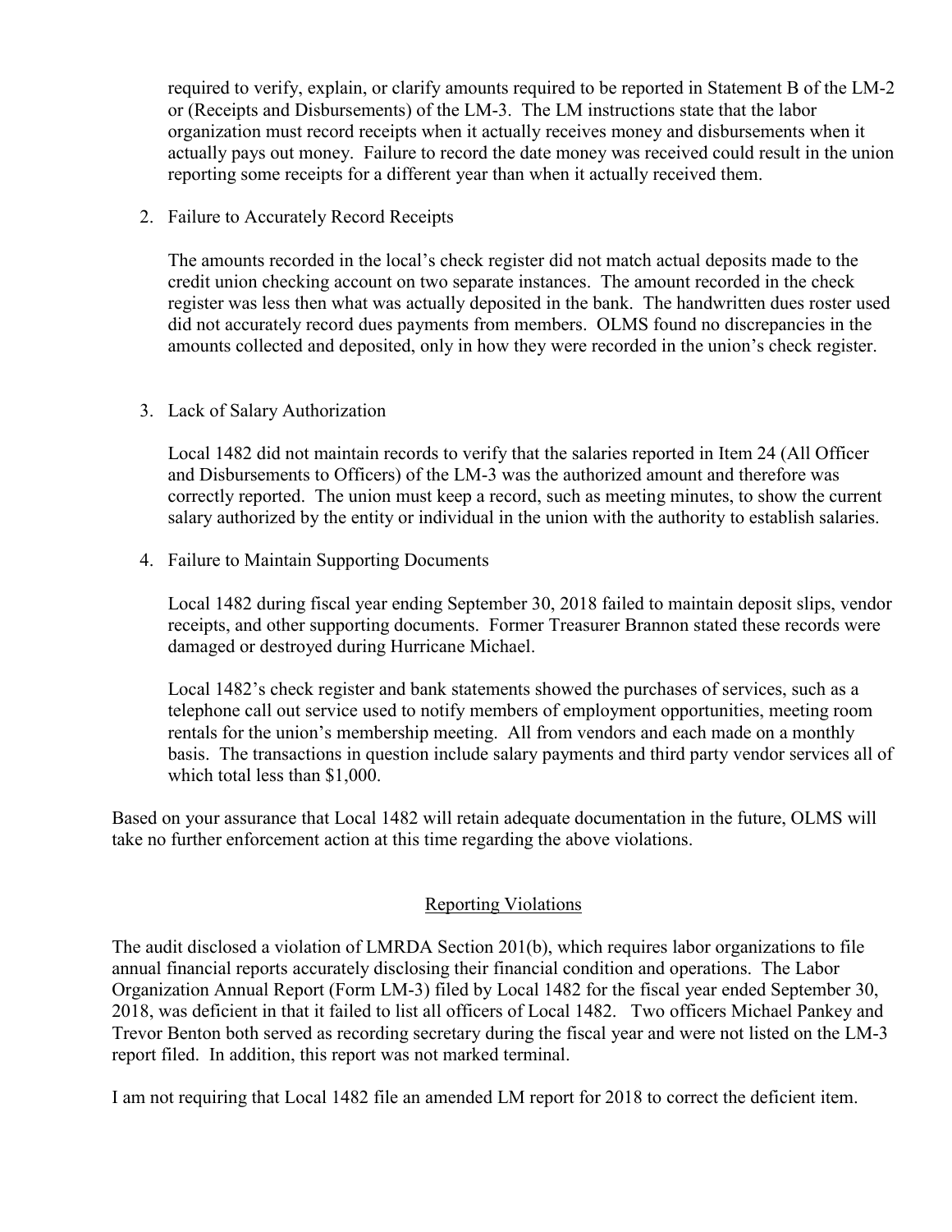required to verify, explain, or clarify amounts required to be reported in Statement B of the LM-2 or (Receipts and Disbursements) of the LM-3. The LM instructions state that the labor organization must record receipts when it actually receives money and disbursements when it actually pays out money. Failure to record the date money was received could result in the union reporting some receipts for a different year than when it actually received them.

2. Failure to Accurately Record Receipts

   The amounts recorded in the local's check register did not match actual deposits made to the credit union checking account on two separate instances. The amount recorded in the check register was less then what was actually deposited in the bank. The handwritten dues roster used did not accurately record dues payments from members. OLMS found no discrepancies in the amounts collected and deposited, only in how they were recorded in the union's check register.

3. Lack of Salary Authorization

   Local 1482 did not maintain records to verify that the salaries reported in Item 24 (All Officer and Disbursements to Officers) of the LM-3 was the authorized amount and therefore was correctly reported. The union must keep a record, such as meeting minutes, to show the current salary authorized by the entity or individual in the union with the authority to establish salaries.

4. Failure to Maintain Supporting Documents

   Local 1482 during fiscal year ending September 30, 2018 failed to maintain deposit slips, vendor receipts, and other supporting documents. Former Treasurer Brannon stated these records were damaged or destroyed during Hurricane Michael.

   Local 1482's check register and bank statements showed the purchases of services, such as a telephone call out service used to notify members of employment opportunities, meeting room rentals for the union's membership meeting. All from vendors and each made on a monthly basis. The transactions in question include salary payments and third party vendor services all of which total less than $1,000.

Based on your assurance that Local 1482 will retain adequate documentation in the future, OLMS will take no further enforcement action at this time regarding the above violations.

## Reporting Violations

The audit disclosed a violation of LMRDA Section 201(b), which requires labor organizations to file annual financial reports accurately disclosing their financial condition and operations. The Labor Organization Annual Report (Form LM-3) filed by Local 1482 for the fiscal year ended September 30, 2018, was deficient in that it failed to list all officers of Local 1482. Two officers Michael Pankey and Trevor Benton both served as recording secretary during the fiscal year and were not listed on the LM-3 report filed. In addition, this report was not marked terminal.

I am not requiring that Local 1482 file an amended LM report for 2018 to correct the deficient item.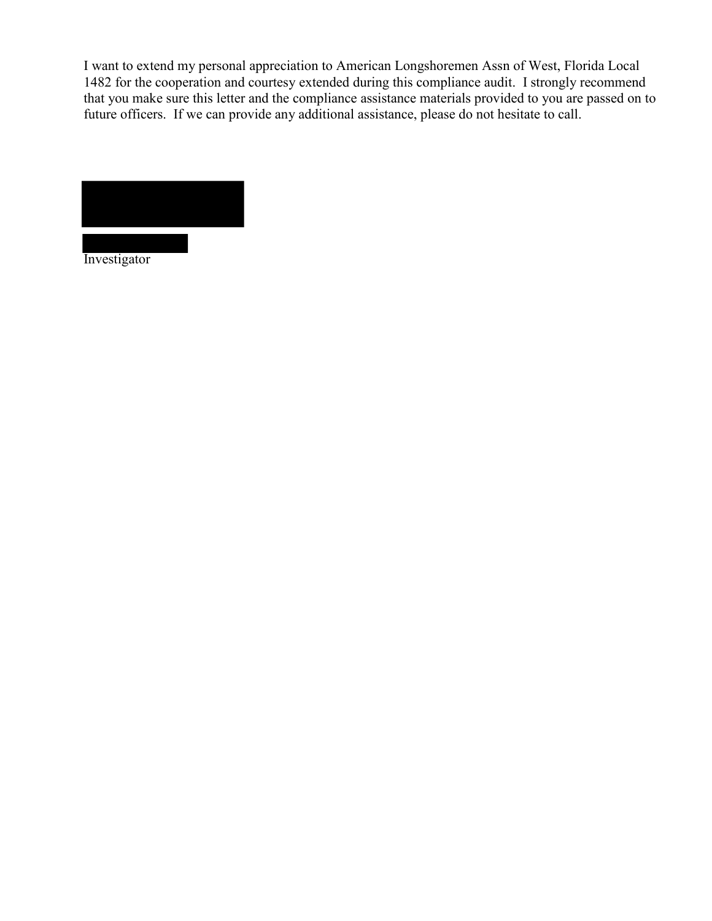I want to extend my personal appreciation to American Longshoremen Assn of West, Florida Local 1482 for the cooperation and courtesy extended during this compliance audit. I strongly recommend that you make sure this letter and the compliance assistance materials provided to you are passed on to future officers. If we can provide any additional assistance, please do not hesitate to call.

Investigator